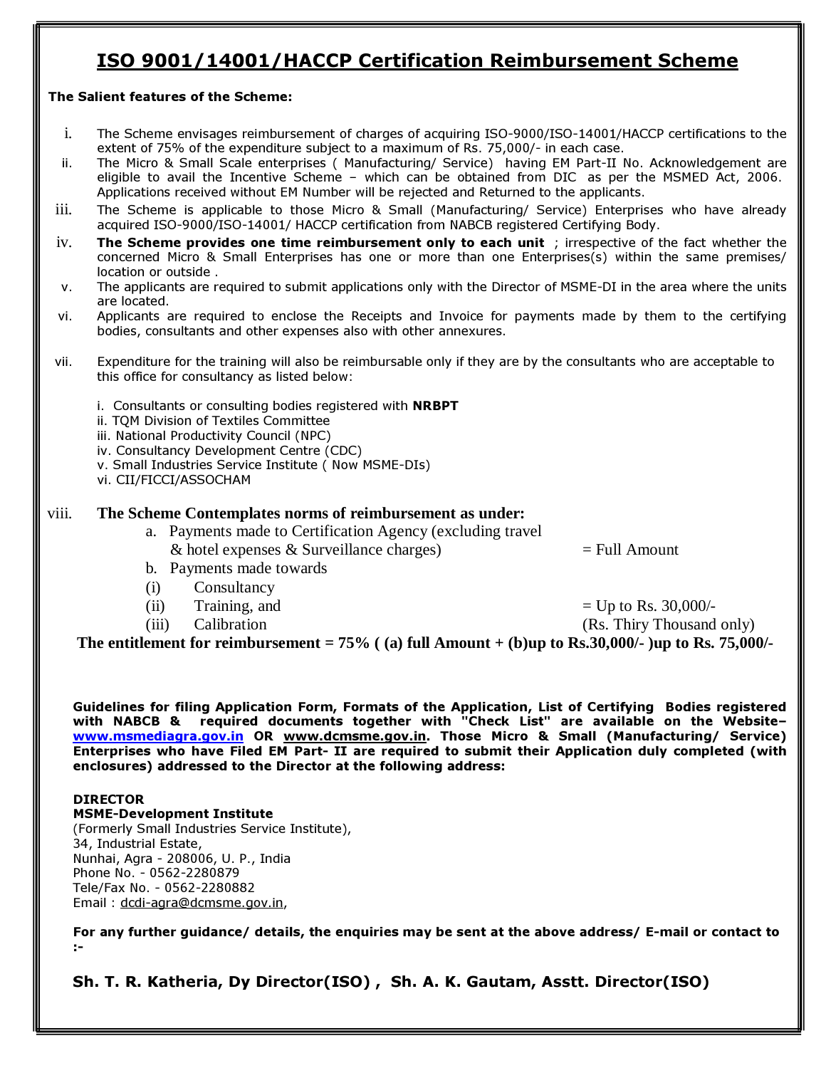# ISO 9001/14001/HACCP Certification Reimbursement Scheme

**The Salient features of the Scheme:**

i. The Scheme envisages reimbursement of charges of acquiring ISO-9000/ISO-14001/HACCP certifications to the extent of 75% of the expenditure subject to a maximum of Rs. 75,000/- in each case.

ii. The Micro & Small Scale enterprises ( Manufacturing/ Service) having EM Part-II No. Acknowledgement are eligible to avail the Incentive Scheme – which can be obtained from DIC as per the MSMED Act, 2006. Applications received without EM Number will be rejected and Returned to the applicants.

iii. The Scheme is applicable to those Micro & Small (Manufacturing/ Service) Enterprises who have already acquired ISO-9000/ISO-14001/ HACCP certification from NABCB registered Certifying Body.

iv. **The Scheme provides one time reimbursement only to each unit** ; irrespective of the fact whether the concerned Micro & Small Enterprises has one or more than one Enterprises(s) within the same premises/ location or outside .

v. The applicants are required to submit applications only with the Director of MSME-DI in the area where the units are located.

vi. Applicants are required to enclose the Receipts and Invoice for payments made by them to the certifying bodies, consultants and other expenses also with other annexures.

vii. Expenditure for the training will also be reimbursable only if they are by the consultants who are acceptable to this office for consultancy as listed below:

   i. Consultants or consulting bodies registered with **NRBPT**
   ii. TQM Division of Textiles Committee
   iii. National Productivity Council (NPC)
   iv. Consultancy Development Centre (CDC)
   v. Small Industries Service Institute ( Now MSME-DIs)
   vi. CII/FICCI/ASSOCHAM

viii. **The Scheme Contemplates norms of reimbursement as under:**

   a. Payments made to Certification Agency (excluding travel & hotel expenses & Surveillance charges) = Full Amount
   b. Payments made towards
      (i) Consultancy
      (ii) Training, and = Up to Rs. 30,000/-
      (iii) Calibration (Rs. Thiry Thousand only)

**The entitlement for reimbursement = 75% ( (a) full Amount + (b)up to Rs.30,000/- )up to Rs. 75,000/-**

**Guidelines for filing Application Form, Formats of the Application, List of Certifying Bodies registered with NABCB & required documents together with "Check List" are available on the Website– www.msmediagra.gov.in OR www.dcmsme.gov.in. Those Micro & Small (Manufacturing/ Service) Enterprises who have Filed EM Part- II are required to submit their Application duly completed (with enclosures) addressed to the Director at the following address:**

**DIRECTOR**
**MSME-Development Institute**
(Formerly Small Industries Service Institute),
34, Industrial Estate,
Nunhai, Agra - 208006, U. P., India
Phone No. - 0562-2280879
Tele/Fax No. - 0562-2280882
Email : dcdi-agra@dcmsme.gov.in,

**For any further guidance/ details, the enquiries may be sent at the above address/ E-mail or contact to :-**

**Sh. T. R. Katheria, Dy Director(ISO) , Sh. A. K. Gautam, Asstt. Director(ISO)**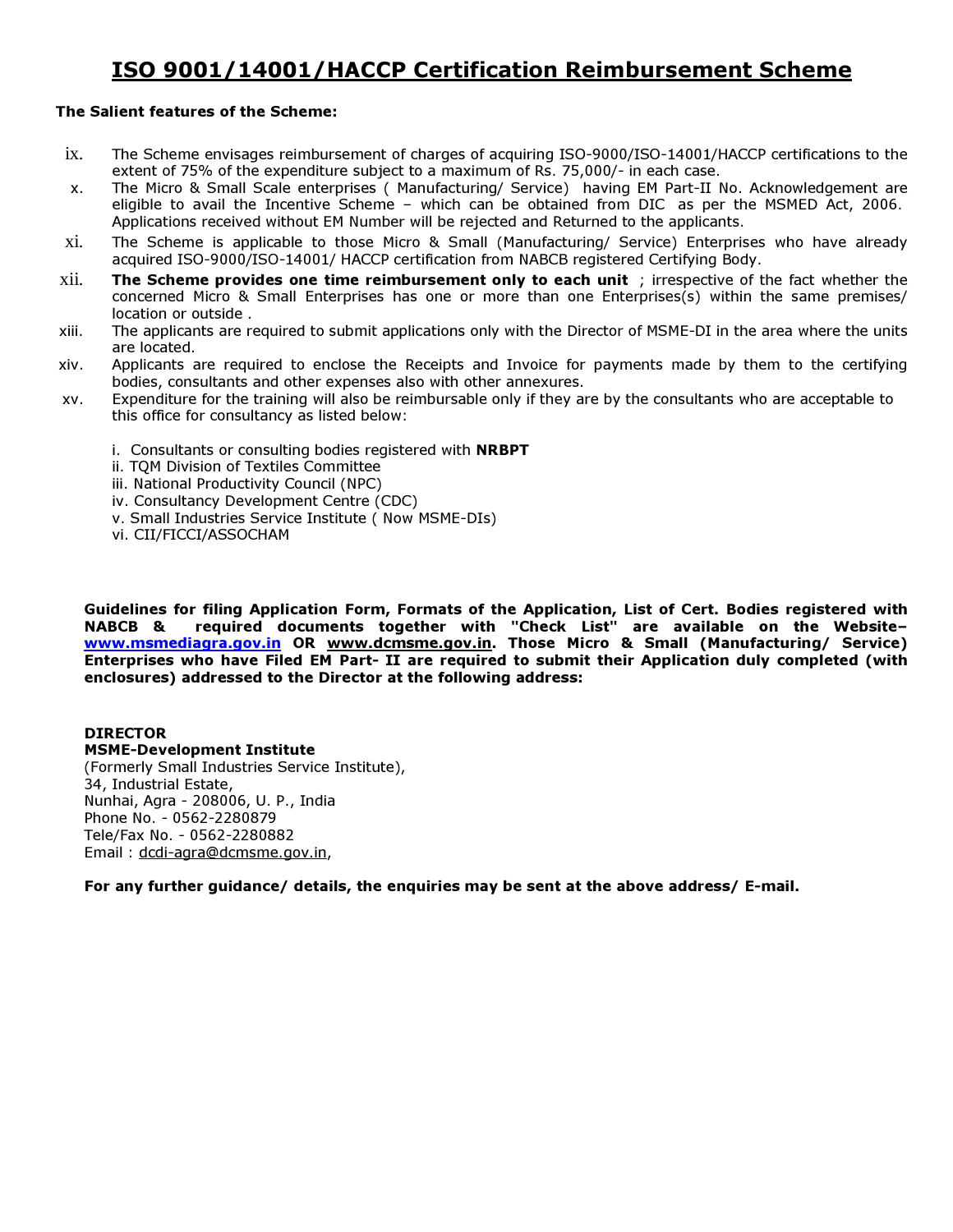# ISO 9001/14001/HACCP Certification Reimbursement Scheme

**The Salient features of the Scheme:**

ix. The Scheme envisages reimbursement of charges of acquiring ISO-9000/ISO-14001/HACCP certifications to the extent of 75% of the expenditure subject to a maximum of Rs. 75,000/- in each case.

x. The Micro & Small Scale enterprises ( Manufacturing/ Service) having EM Part-II No. Acknowledgement are eligible to avail the Incentive Scheme – which can be obtained from DIC as per the MSMED Act, 2006. Applications received without EM Number will be rejected and Returned to the applicants.

xi. The Scheme is applicable to those Micro & Small (Manufacturing/ Service) Enterprises who have already acquired ISO-9000/ISO-14001/ HACCP certification from NABCB registered Certifying Body.

xii. **The Scheme provides one time reimbursement only to each unit** ; irrespective of the fact whether the concerned Micro & Small Enterprises has one or more than one Enterprises(s) within the same premises/ location or outside .

xiii. The applicants are required to submit applications only with the Director of MSME-DI in the area where the units are located.

xiv. Applicants are required to enclose the Receipts and Invoice for payments made by them to the certifying bodies, consultants and other expenses also with other annexures.

xv. Expenditure for the training will also be reimbursable only if they are by the consultants who are acceptable to this office for consultancy as listed below:

i. Consultants or consulting bodies registered with **NRBPT**
ii. TQM Division of Textiles Committee
iii. National Productivity Council (NPC)
iv. Consultancy Development Centre (CDC)
v. Small Industries Service Institute ( Now MSME-DIs)
vi. CII/FICCI/ASSOCHAM

**Guidelines for filing Application Form, Formats of the Application, List of Cert. Bodies registered with NABCB & required documents together with "Check List" are available on the Website– www.msmediagra.gov.in OR www.dcmsme.gov.in. Those Micro & Small (Manufacturing/ Service) Enterprises who have Filed EM Part- II are required to submit their Application duly completed (with enclosures) addressed to the Director at the following address:**

**DIRECTOR**
**MSME-Development Institute**
(Formerly Small Industries Service Institute),
34, Industrial Estate,
Nunhai, Agra - 208006, U. P., India
Phone No. - 0562-2280879
Tele/Fax No. - 0562-2280882
Email : dcdi-agra@dcmsme.gov.in,

**For any further guidance/ details, the enquiries may be sent at the above address/ E-mail.**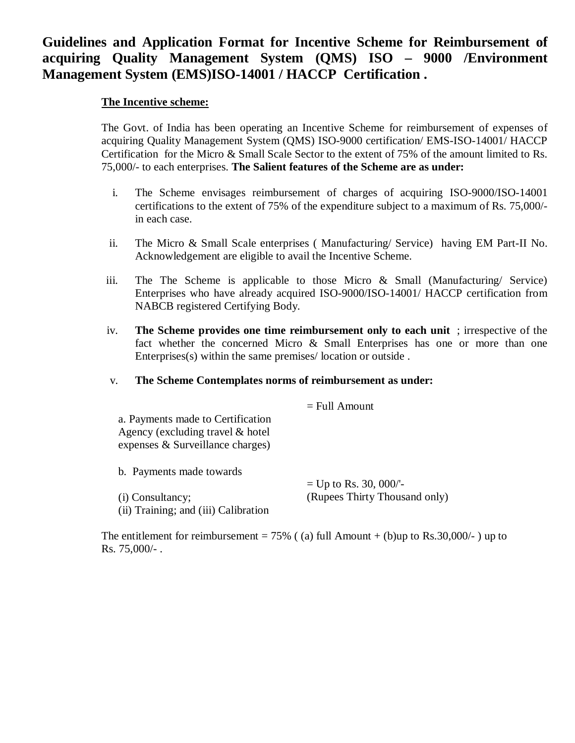# Guidelines and Application Format for Incentive Scheme for Reimbursement of acquiring Quality Management System (QMS) ISO – 9000 /Environment Management System (EMS)ISO-14001 / HACCP Certification .

**The Incentive scheme:**

The Govt. of India has been operating an Incentive Scheme for reimbursement of expenses of acquiring Quality Management System (QMS) ISO-9000 certification/ EMS-ISO-14001/ HACCP Certification for the Micro & Small Scale Sector to the extent of 75% of the amount limited to Rs. 75,000/- to each enterprises. **The Salient features of the Scheme are as under:**

i. The Scheme envisages reimbursement of charges of acquiring ISO-9000/ISO-14001 certifications to the extent of 75% of the expenditure subject to a maximum of Rs. 75,000/- in each case.

ii. The Micro & Small Scale enterprises ( Manufacturing/ Service) having EM Part-II No. Acknowledgement are eligible to avail the Incentive Scheme.

iii. The The Scheme is applicable to those Micro & Small (Manufacturing/ Service) Enterprises who have already acquired ISO-9000/ISO-14001/ HACCP certification from NABCB registered Certifying Body.

iv. **The Scheme provides one time reimbursement only to each unit** ; irrespective of the fact whether the concerned Micro & Small Enterprises has one or more than one Enterprises(s) within the same premises/ location or outside .

v. **The Scheme Contemplates norms of reimbursement as under:**

| | |
|---|---|
| a. Payments made to Certification Agency (excluding travel & hotel expenses & Surveillance charges) | = Full Amount |
| b. Payments made towards (i) Consultancy; (ii) Training; and (iii) Calibration | = Up to Rs. 30, 000/'- (Rupees Thirty Thousand only) |

The entitlement for reimbursement = 75% ( (a) full Amount + (b)up to Rs.30,000/- ) up to Rs. 75,000/- .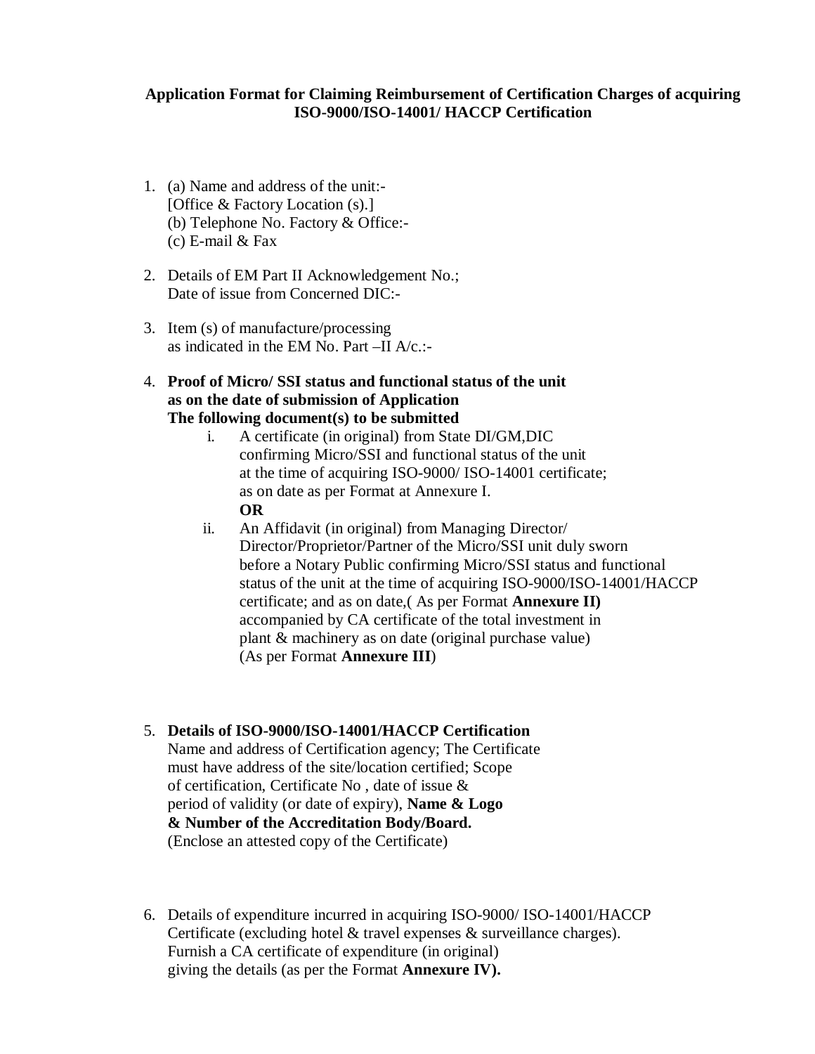**Application Format for Claiming Reimbursement of Certification Charges of acquiring ISO-9000/ISO-14001/ HACCP Certification**

1. (a) Name and address of the unit:-
   [Office & Factory Location (s).]
   (b) Telephone No. Factory & Office:-
   (c) E-mail & Fax

2. Details of EM Part II Acknowledgement No.;
   Date of issue from Concerned DIC:-

3. Item (s) of manufacture/processing
   as indicated in the EM No. Part –II A/c.:-

4. **Proof of Micro/ SSI status and functional status of the unit as on the date of submission of Application**
   **The following document(s) to be submitted**
   i. A certificate (in original) from State DI/GM,DIC confirming Micro/SSI and functional status of the unit at the time of acquiring ISO-9000/ ISO-14001 certificate; as on date as per Format at Annexure I.
      **OR**
   ii. An Affidavit (in original) from Managing Director/ Director/Proprietor/Partner of the Micro/SSI unit duly sworn before a Notary Public confirming Micro/SSI status and functional status of the unit at the time of acquiring ISO-9000/ISO-14001/HACCP certificate; and as on date,( As per Format **Annexure II)** accompanied by CA certificate of the total investment in plant & machinery as on date (original purchase value) (As per Format **Annexure III**)

5. **Details of ISO-9000/ISO-14001/HACCP Certification**
   Name and address of Certification agency; The Certificate must have address of the site/location certified; Scope of certification, Certificate No , date of issue & period of validity (or date of expiry), **Name & Logo & Number of the Accreditation Body/Board.**
   (Enclose an attested copy of the Certificate)

6. Details of expenditure incurred in acquiring ISO-9000/ ISO-14001/HACCP Certificate (excluding hotel & travel expenses & surveillance charges). Furnish a CA certificate of expenditure (in original) giving the details (as per the Format **Annexure IV).**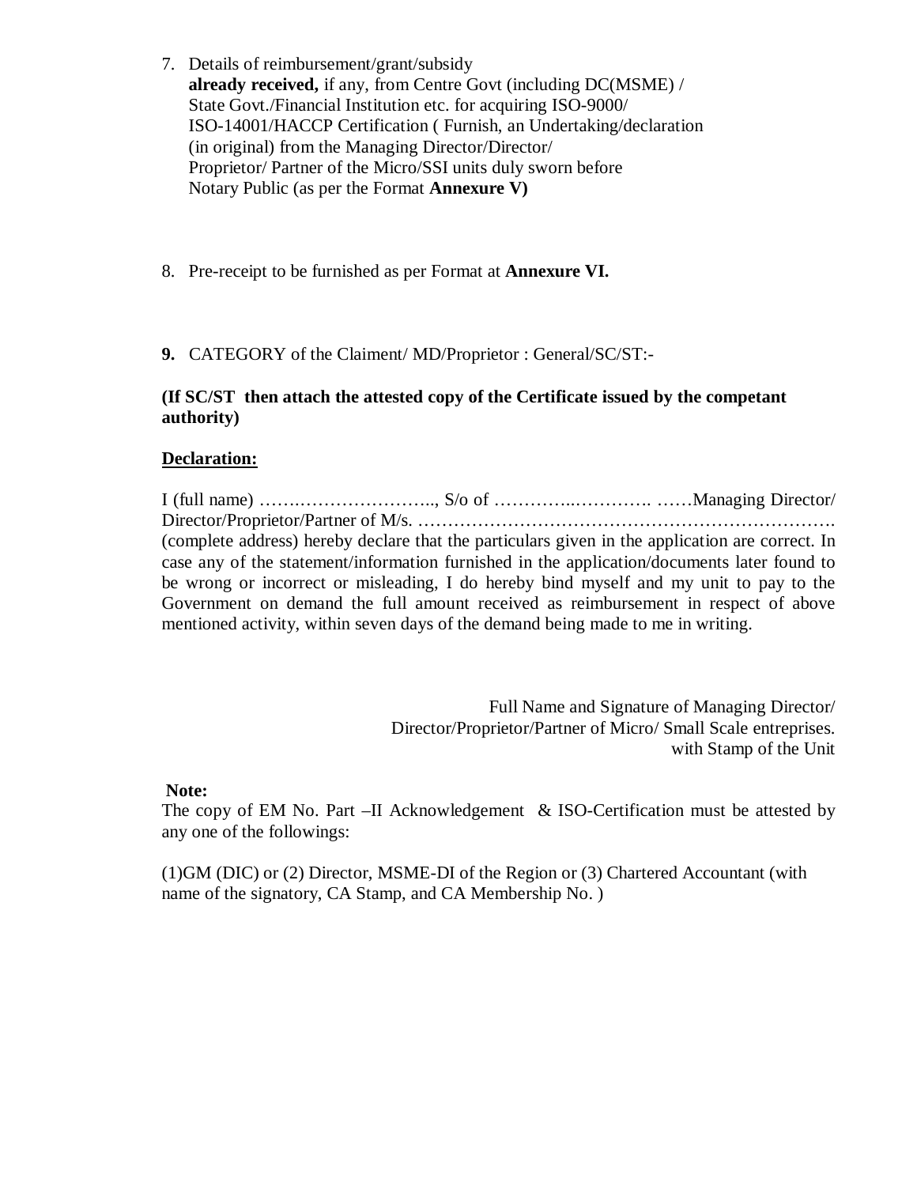7. Details of reimbursement/grant/subsidy **already received,** if any, from Centre Govt (including DC(MSME) / State Govt./Financial Institution etc. for acquiring ISO-9000/ ISO-14001/HACCP Certification ( Furnish, an Undertaking/declaration (in original) from the Managing Director/Director/ Proprietor/ Partner of the Micro/SSI units duly sworn before Notary Public (as per the Format **Annexure V)**

8. Pre-receipt to be furnished as per Format at **Annexure VI.**

**9.** CATEGORY of the Claiment/ MD/Proprietor : General/SC/ST:-

**(If SC/ST then attach the attested copy of the Certificate issued by the competant authority)**

**Declaration:**

I (full name) …….………………….., S/o of …………..…………. ……Managing Director/ Director/Proprietor/Partner of M/s. …………………………………………………………. (complete address) hereby declare that the particulars given in the application are correct. In case any of the statement/information furnished in the application/documents later found to be wrong or incorrect or misleading, I do hereby bind myself and my unit to pay to the Government on demand the full amount received as reimbursement in respect of above mentioned activity, within seven days of the demand being made to me in writing.

Full Name and Signature of Managing Director/
Director/Proprietor/Partner of Micro/ Small Scale entreprises.
with Stamp of the Unit

**Note:**

The copy of EM No. Part –II Acknowledgement & ISO-Certification must be attested by any one of the followings:

(1)GM (DIC) or (2) Director, MSME-DI of the Region or (3) Chartered Accountant (with name of the signatory, CA Stamp, and CA Membership No. )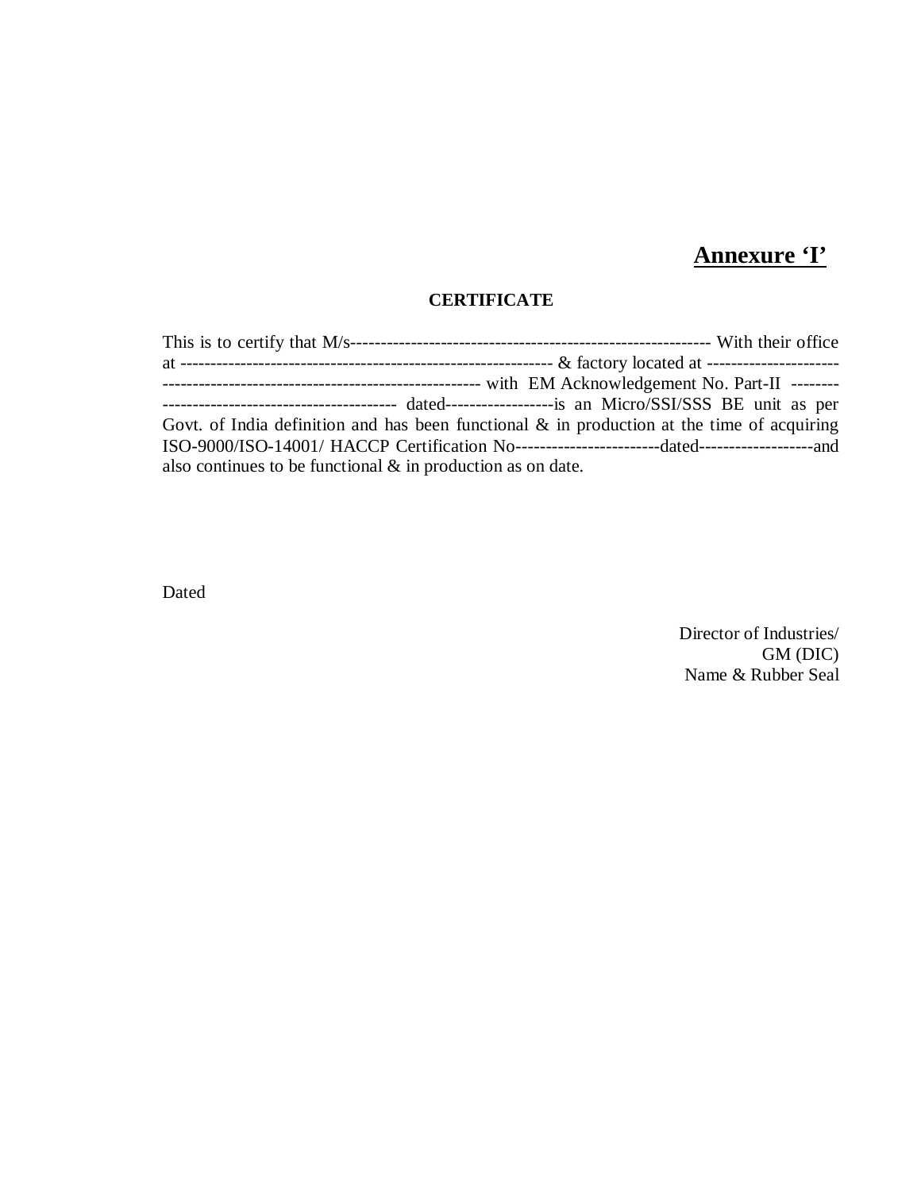**Annexure 'I'**

**CERTIFICATE**

This is to certify that M/s------------------------------------------------------------- With their office at --------------------------------------------------------------- & factory located at ---------------------------------------------------------------------------- with EM Acknowledgement No. Part-II ----------------------------------------------- dated------------------is an Micro/SSI/SSS BE unit as per Govt. of India definition and has been functional & in production at the time of acquiring ISO-9000/ISO-14001/ HACCP Certification No------------------------dated-------------------and also continues to be functional & in production as on date.

Dated

Director of Industries/
GM (DIC)
Name & Rubber Seal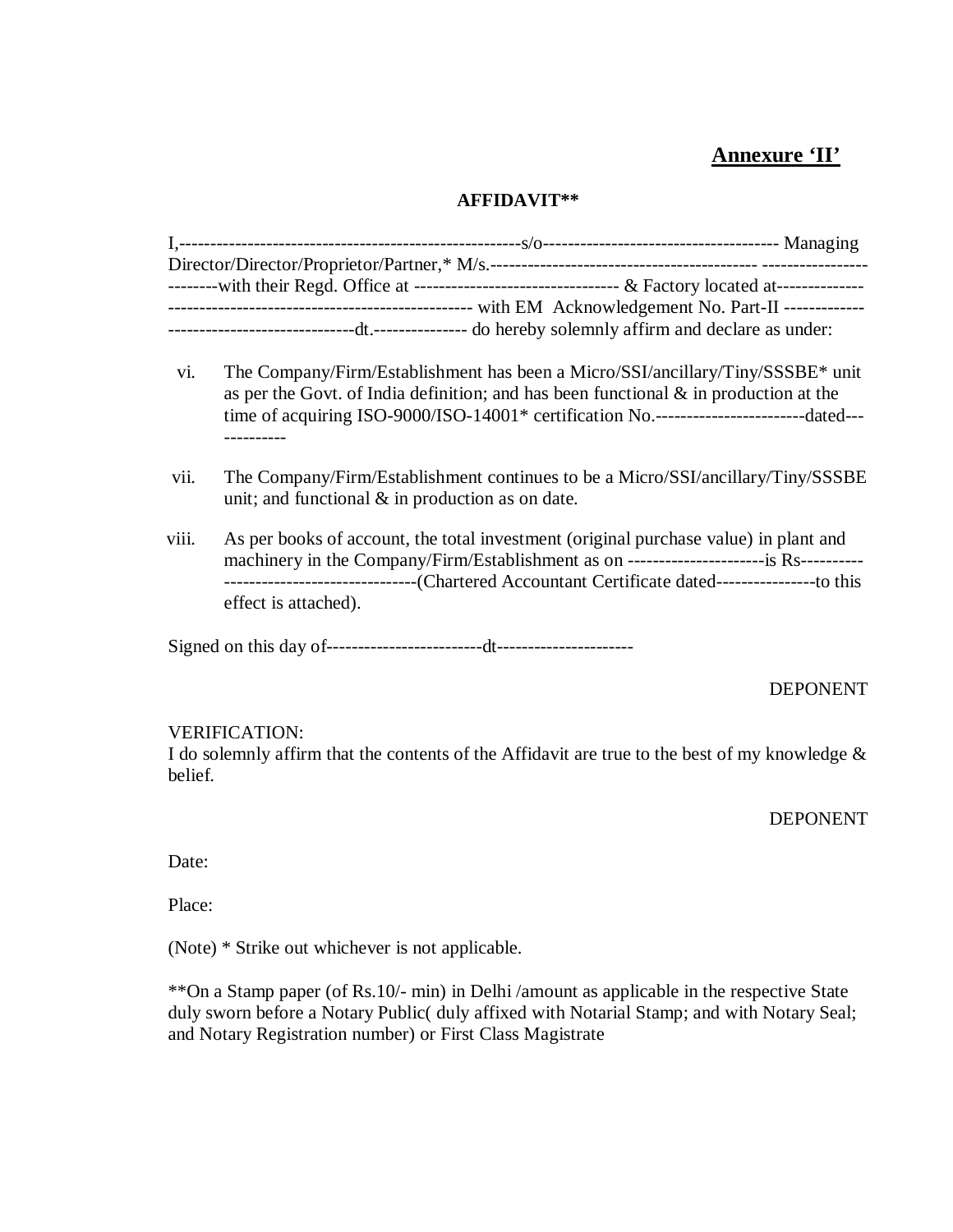**Annexure ‘II’**

**AFFIDAVIT****

I,-------------------------------------------------------s/o-------------------------------------- Managing Director/Director/Proprietor/Partner,* M/s.------------------------------------------- -------------------------with their Regd. Office at --------------------------------- & Factory located at---------------------------------------------------------------- with EM Acknowledgement No. Part-II -------------------------------------------dt.--------------- do hereby solemnly affirm and declare as under:

vi. The Company/Firm/Establishment has been a Micro/SSI/ancillary/Tiny/SSSBE* unit as per the Govt. of India definition; and has been functional & in production at the time of acquiring ISO-9000/ISO-14001* certification No.------------------------dated-------------

vii. The Company/Firm/Establishment continues to be a Micro/SSI/ancillary/Tiny/SSSBE unit; and functional & in production as on date.

viii. As per books of account, the total investment (original purchase value) in plant and machinery in the Company/Firm/Establishment as on ----------------------is Rs-----------------------------------------(Chartered Accountant Certificate dated----------------to this effect is attached).

Signed on this day of-------------------------dt---------------------

DEPONENT

VERIFICATION:
I do solemnly affirm that the contents of the Affidavit are true to the best of my knowledge & belief.

DEPONENT

Date:

Place:

(Note) * Strike out whichever is not applicable.

**On a Stamp paper (of Rs.10/- min) in Delhi /amount as applicable in the respective State duly sworn before a Notary Public( duly affixed with Notarial Stamp; and with Notary Seal; and Notary Registration number) or First Class Magistrate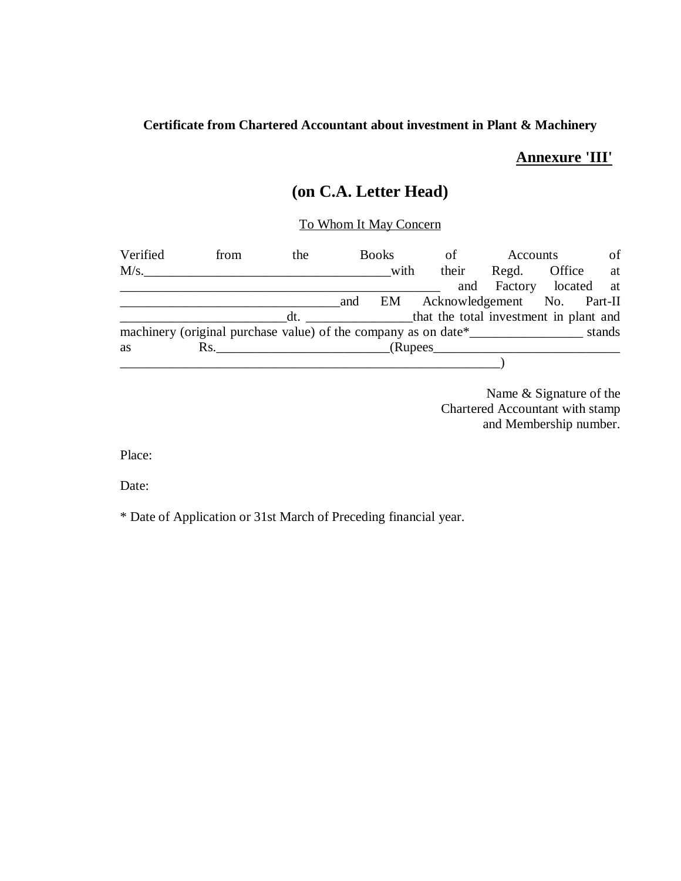**Certificate from Chartered Accountant about investment in Plant & Machinery**

**Annexure 'III'**

## (on C.A. Letter Head)

To Whom It May Concern

Verified from the Books of Accounts of M/s.______________________________________with their Regd. Office at __________________________________________________ and Factory located at __________________________________and EM Acknowledgement No. Part-II _________________________dt. ________________that the total investment in plant and machinery (original purchase value) of the company as on date*_________________ stands as Rs.__________________________(Rupees____________________________ __________________________________________________________)

Name & Signature of the
Chartered Accountant with stamp
and Membership number.

Place:

Date:

* Date of Application or 31st March of Preceding financial year.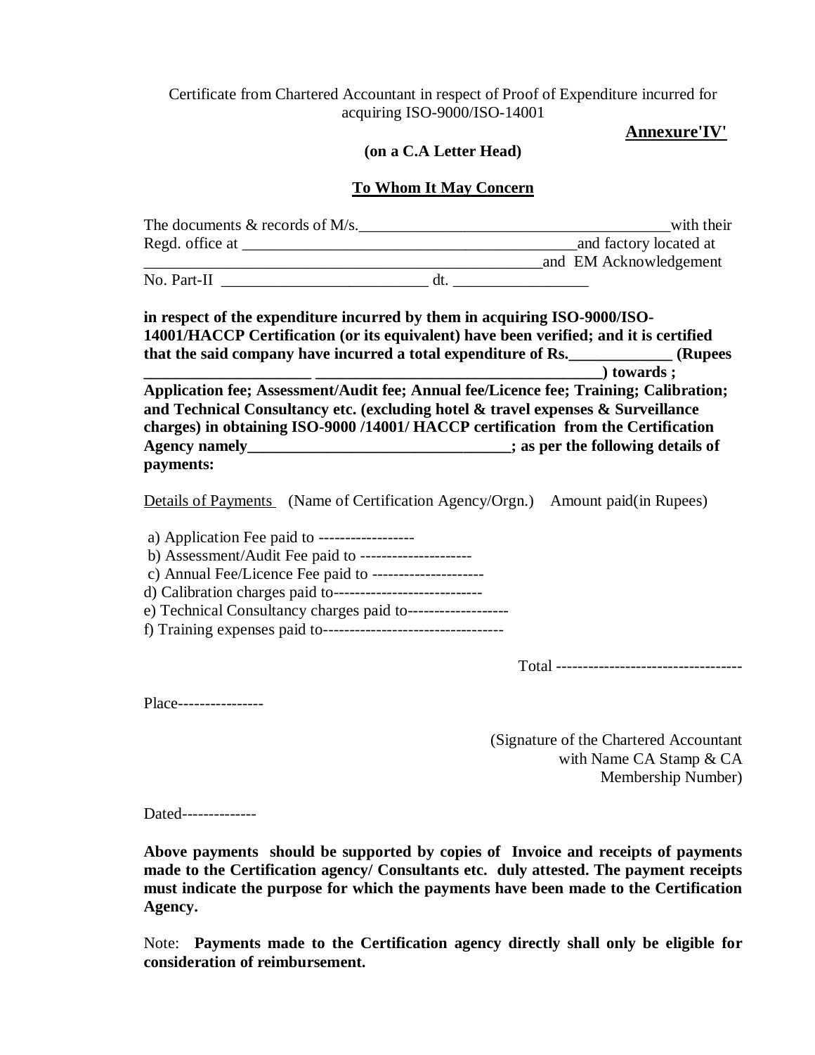Certificate from Chartered Accountant in respect of Proof of Expenditure incurred for acquiring ISO-9000/ISO-14001

**Annexure'IV'**

**(on a C.A Letter Head)**

**To Whom It May Concern**

The documents & records of M/s.________________________________________with their Regd. office at ___________________________________________and factory located at ___________________________________________________and EM Acknowledgement No. Part-II __________________________ dt. _________________

**in respect of the expenditure incurred by them in acquiring ISO-9000/ISO-14001/HACCP Certification (or its equivalent) have been verified; and it is certified that the said company have incurred a total expenditure of Rs._____________ (Rupees ____________________ ____________________________________) towards ; Application fee; Assessment/Audit fee; Annual fee/Licence fee; Training; Calibration; and Technical Consultancy etc. (excluding hotel & travel expenses & Surveillance charges) in obtaining ISO-9000 /14001/ HACCP certification from the Certification Agency namely_________________________________; as per the following details of payments:**

Details of Payments (Name of Certification Agency/Orgn.) Amount paid(in Rupees)

a) Application Fee paid to ------------------
b) Assessment/Audit Fee paid to ---------------------
c) Annual Fee/Licence Fee paid to ---------------------
d) Calibration charges paid to----------------------------
e) Technical Consultancy charges paid to-------------------
f) Training expenses paid to----------------------------------

Total -----------------------------------

Place----------------

(Signature of the Chartered Accountant with Name CA Stamp & CA Membership Number)

Dated--------------

**Above payments should be supported by copies of Invoice and receipts of payments made to the Certification agency/ Consultants etc. duly attested. The payment receipts must indicate the purpose for which the payments have been made to the Certification Agency.**

Note: **Payments made to the Certification agency directly shall only be eligible for consideration of reimbursement.**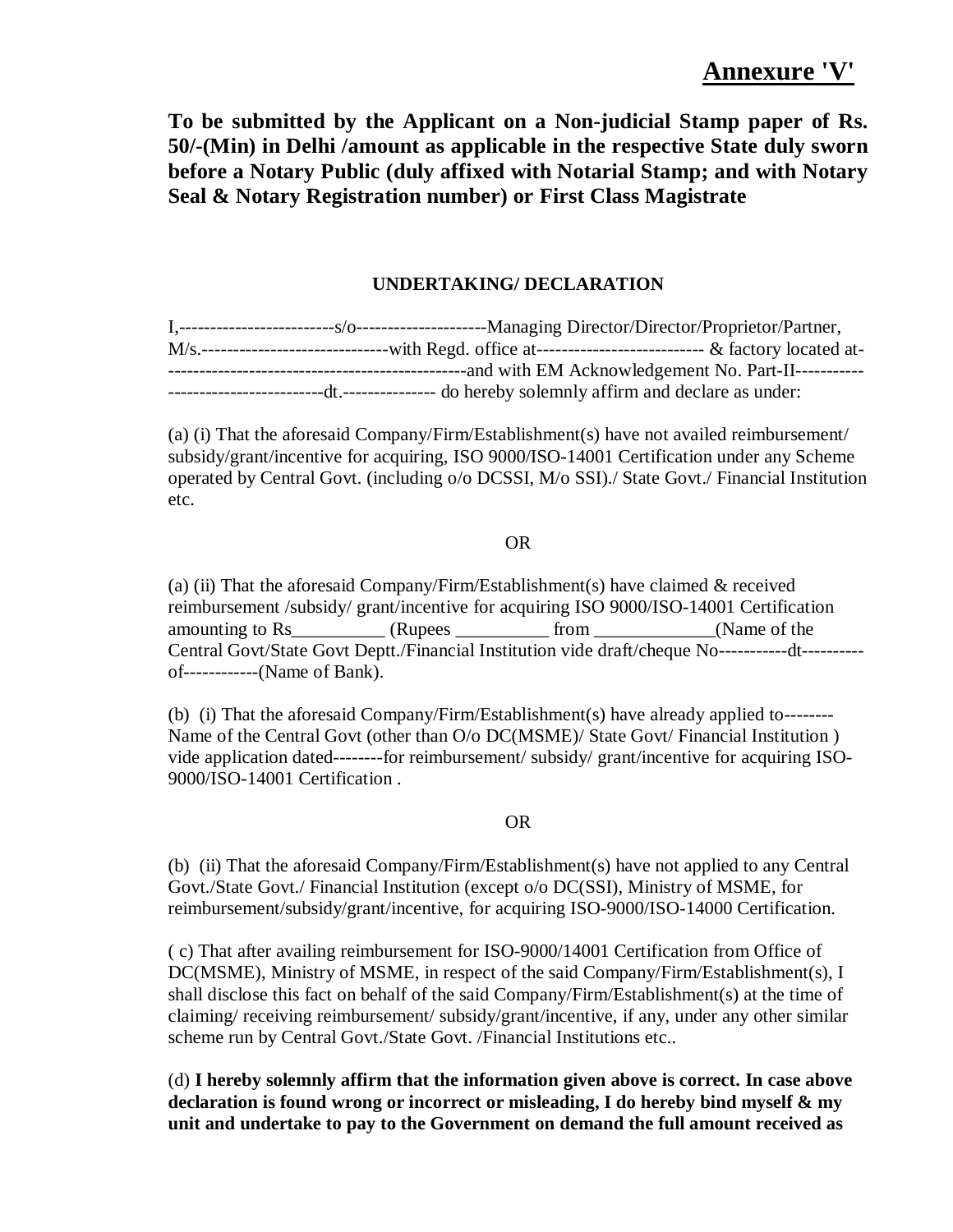**Annexure 'V'**

**To be submitted by the Applicant on a Non-judicial Stamp paper of Rs. 50/-(Min) in Delhi /amount as applicable in the respective State duly sworn before a Notary Public (duly affixed with Notarial Stamp; and with Notary Seal & Notary Registration number) or First Class Magistrate**

**UNDERTAKING/ DECLARATION**

I,------------------------s/o--------------------Managing Director/Director/Proprietor/Partner, M/s.------------------------------with Regd. office at-------------------------- & factory located at-----------------------------------------------and with EM Acknowledgement No. Part-II-----------------------------------dt.--------------- do hereby solemnly affirm and declare as under:

(a) (i) That the aforesaid Company/Firm/Establishment(s) have not availed reimbursement/ subsidy/grant/incentive for acquiring, ISO 9000/ISO-14001 Certification under any Scheme operated by Central Govt. (including o/o DCSSI, M/o SSI)./ State Govt./ Financial Institution etc.

OR

(a) (ii) That the aforesaid Company/Firm/Establishment(s) have claimed & received reimbursement /subsidy/ grant/incentive for acquiring ISO 9000/ISO-14001 Certification amounting to Rs__________ (Rupees __________ from _____________(Name of the Central Govt/State Govt Deptt./Financial Institution vide draft/cheque No-----------dt----------of------------(Name of Bank).

(b) (i) That the aforesaid Company/Firm/Establishment(s) have already applied to-------- Name of the Central Govt (other than O/o DC(MSME)/ State Govt/ Financial Institution ) vide application dated--------for reimbursement/ subsidy/ grant/incentive for acquiring ISO-9000/ISO-14001 Certification .

OR

(b) (ii) That the aforesaid Company/Firm/Establishment(s) have not applied to any Central Govt./State Govt./ Financial Institution (except o/o DC(SSI), Ministry of MSME, for reimbursement/subsidy/grant/incentive, for acquiring ISO-9000/ISO-14000 Certification.

( c) That after availing reimbursement for ISO-9000/14001 Certification from Office of DC(MSME), Ministry of MSME, in respect of the said Company/Firm/Establishment(s), I shall disclose this fact on behalf of the said Company/Firm/Establishment(s) at the time of claiming/ receiving reimbursement/ subsidy/grant/incentive, if any, under any other similar scheme run by Central Govt./State Govt. /Financial Institutions etc..

(d) **I hereby solemnly affirm that the information given above is correct. In case above declaration is found wrong or incorrect or misleading, I do hereby bind myself & my unit and undertake to pay to the Government on demand the full amount received as**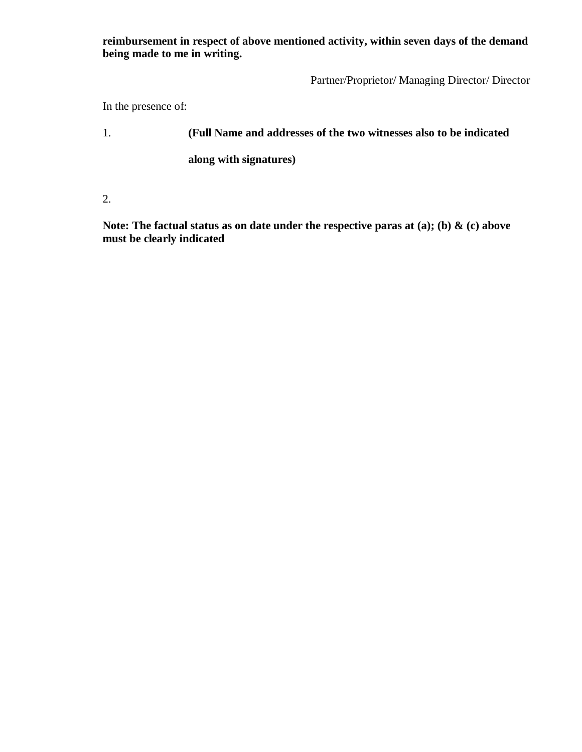**reimbursement in respect of above mentioned activity, within seven days of the demand being made to me in writing.**

Partner/Proprietor/ Managing Director/ Director

In the presence of:

1. **(Full Name and addresses of the two witnesses also to be indicated along with signatures)**

2.

**Note: The factual status as on date under the respective paras at (a); (b) & (c) above must be clearly indicated**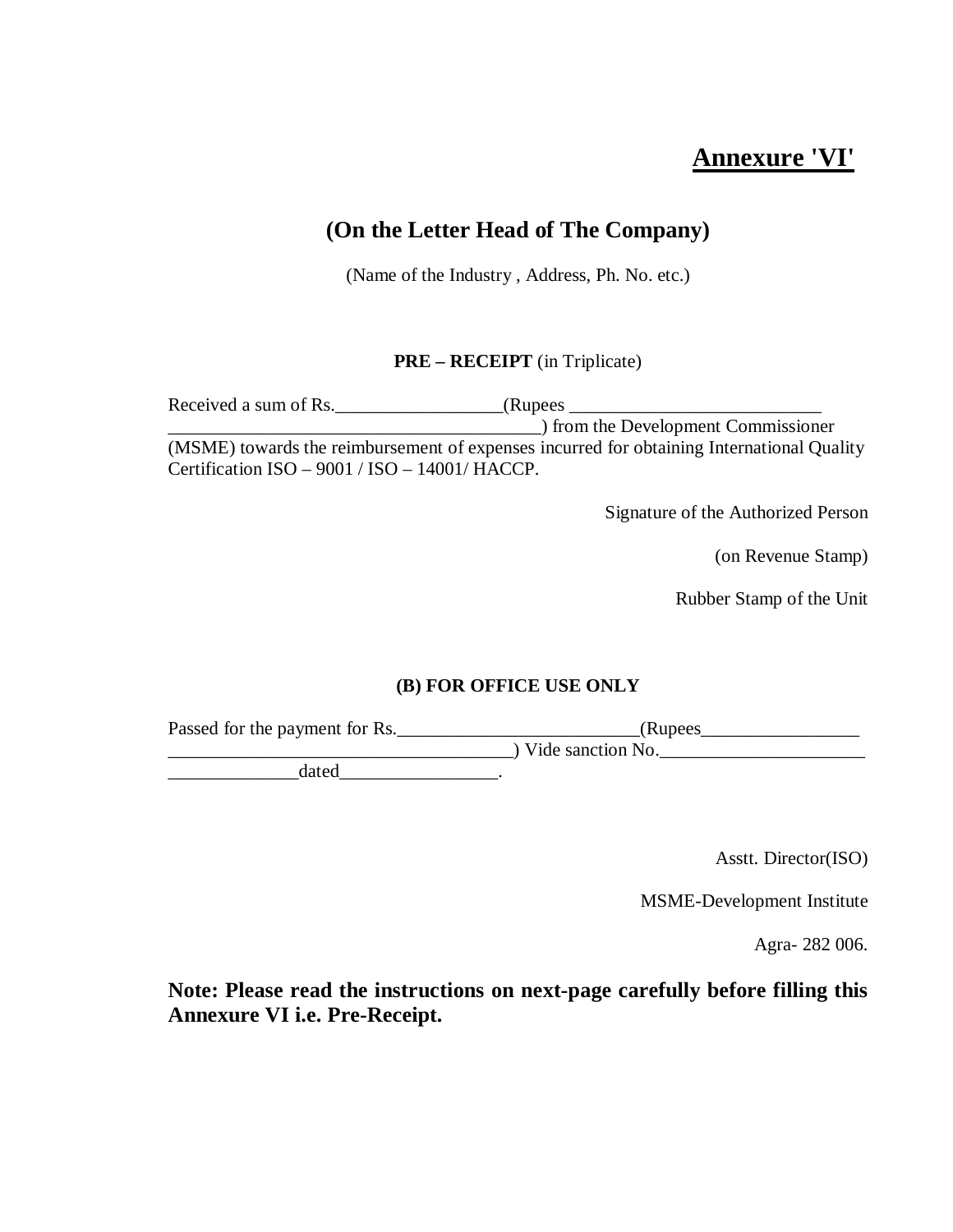# Annexure 'VI'

## (On the Letter Head of The Company)

(Name of the Industry , Address, Ph. No. etc.)

**PRE – RECEIPT** (in Triplicate)

Received a sum of Rs.__________________(Rupees ___________________________ ________________________________________) from the Development Commissioner (MSME) towards the reimbursement of expenses incurred for obtaining International Quality Certification ISO – 9001 / ISO – 14001/ HACCP.

Signature of the Authorized Person

(on Revenue Stamp)

Rubber Stamp of the Unit

**(B) FOR OFFICE USE ONLY**

Passed for the payment for Rs.__________________________(Rupees_________________ _____________________________________) Vide sanction No.______________________ ______________dated_________________.

Asstt. Director(ISO)

MSME-Development Institute

Agra- 282 006.

**Note: Please read the instructions on next-page carefully before filling this Annexure VI i.e. Pre-Receipt.**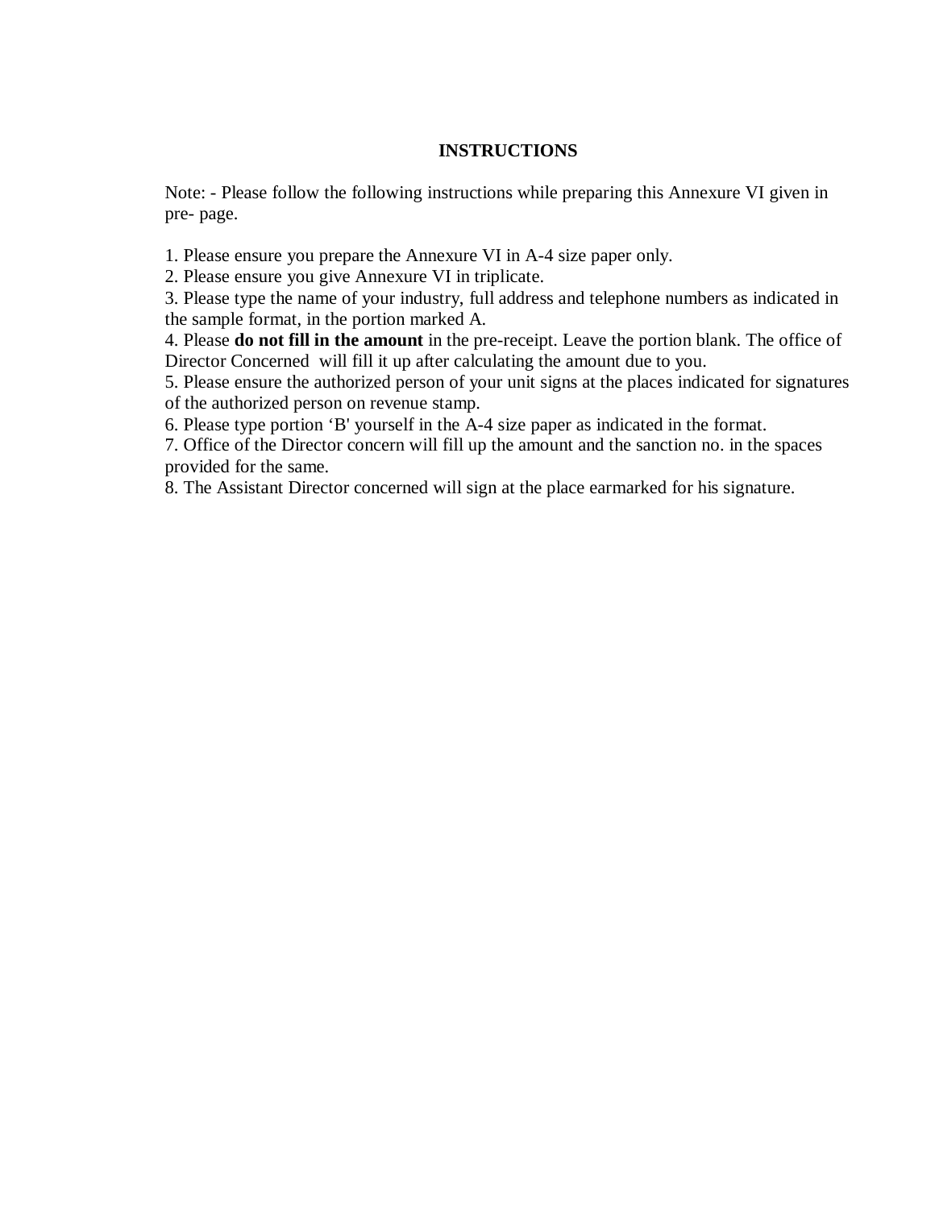# INSTRUCTIONS

Note: - Please follow the following instructions while preparing this Annexure VI given in pre- page.

1. Please ensure you prepare the Annexure VI in A-4 size paper only.
2. Please ensure you give Annexure VI in triplicate.
3. Please type the name of your industry, full address and telephone numbers as indicated in the sample format, in the portion marked A.
4. Please **do not fill in the amount** in the pre-receipt. Leave the portion blank. The office of Director Concerned will fill it up after calculating the amount due to you.
5. Please ensure the authorized person of your unit signs at the places indicated for signatures of the authorized person on revenue stamp.
6. Please type portion 'B' yourself in the A-4 size paper as indicated in the format.
7. Office of the Director concern will fill up the amount and the sanction no. in the spaces provided for the same.
8. The Assistant Director concerned will sign at the place earmarked for his signature.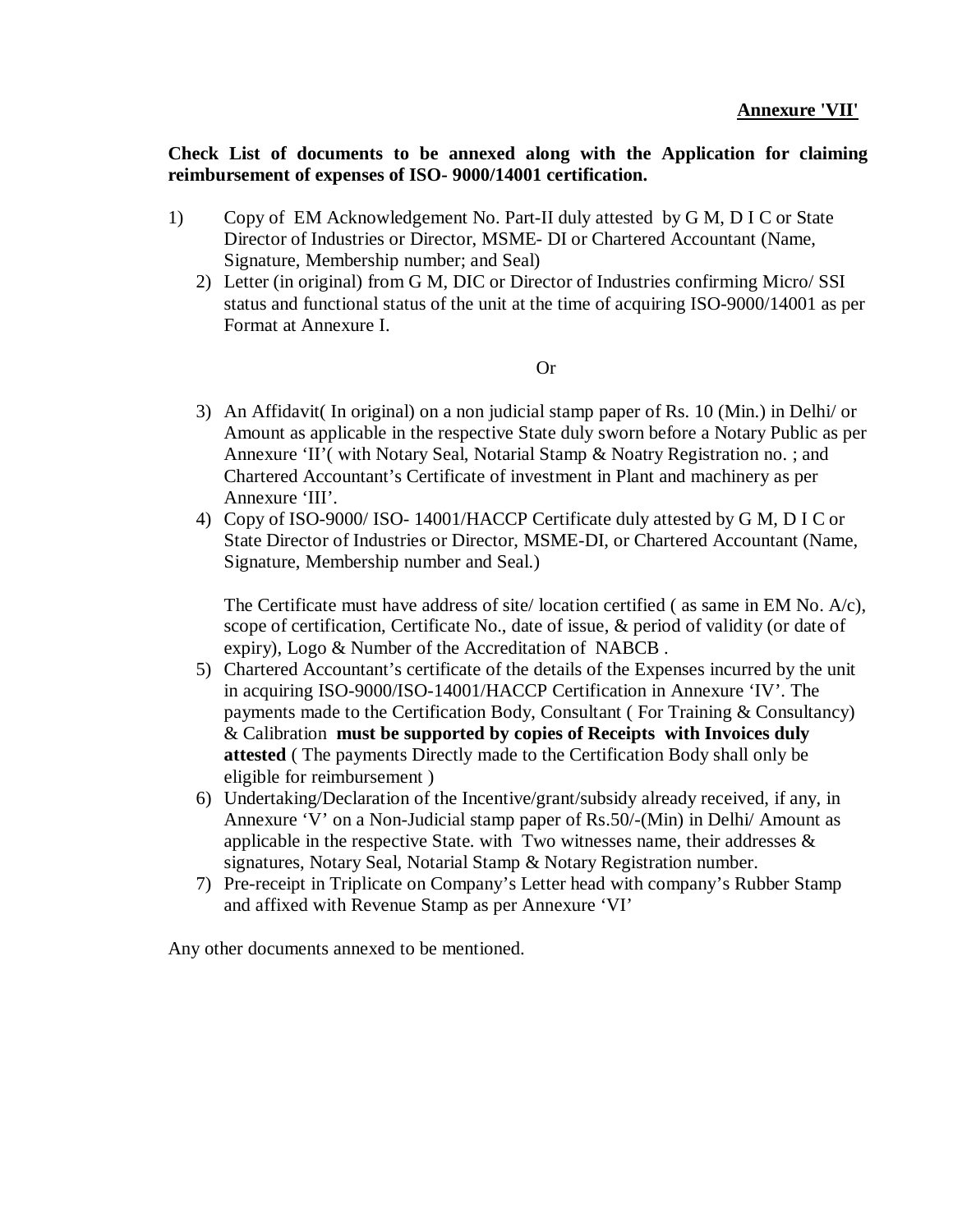**Annexure 'VII'**

**Check List of documents to be annexed along with the Application for claiming reimbursement of expenses of ISO- 9000/14001 certification.**

1) Copy of EM Acknowledgement No. Part-II duly attested by G M, D I C or State Director of Industries or Director, MSME- DI or Chartered Accountant (Name, Signature, Membership number; and Seal)

2) Letter (in original) from G M, DIC or Director of Industries confirming Micro/ SSI status and functional status of the unit at the time of acquiring ISO-9000/14001 as per Format at Annexure I.

Or

3) An Affidavit( In original) on a non judicial stamp paper of Rs. 10 (Min.) in Delhi/ or Amount as applicable in the respective State duly sworn before a Notary Public as per Annexure 'II'( with Notary Seal, Notarial Stamp & Noatry Registration no. ; and Chartered Accountant's Certificate of investment in Plant and machinery as per Annexure 'III'.

4) Copy of ISO-9000/ ISO- 14001/HACCP Certificate duly attested by G M, D I C or State Director of Industries or Director, MSME-DI, or Chartered Accountant (Name, Signature, Membership number and Seal.)

   The Certificate must have address of site/ location certified ( as same in EM No. A/c), scope of certification, Certificate No., date of issue, & period of validity (or date of expiry), Logo & Number of the Accreditation of NABCB .

5) Chartered Accountant's certificate of the details of the Expenses incurred by the unit in acquiring ISO-9000/ISO-14001/HACCP Certification in Annexure 'IV'. The payments made to the Certification Body, Consultant ( For Training & Consultancy) & Calibration **must be supported by copies of Receipts with Invoices duly attested** ( The payments Directly made to the Certification Body shall only be eligible for reimbursement )

6) Undertaking/Declaration of the Incentive/grant/subsidy already received, if any, in Annexure 'V' on a Non-Judicial stamp paper of Rs.50/-(Min) in Delhi/ Amount as applicable in the respective State. with Two witnesses name, their addresses & signatures, Notary Seal, Notarial Stamp & Notary Registration number.

7) Pre-receipt in Triplicate on Company's Letter head with company's Rubber Stamp and affixed with Revenue Stamp as per Annexure 'VI'

Any other documents annexed to be mentioned.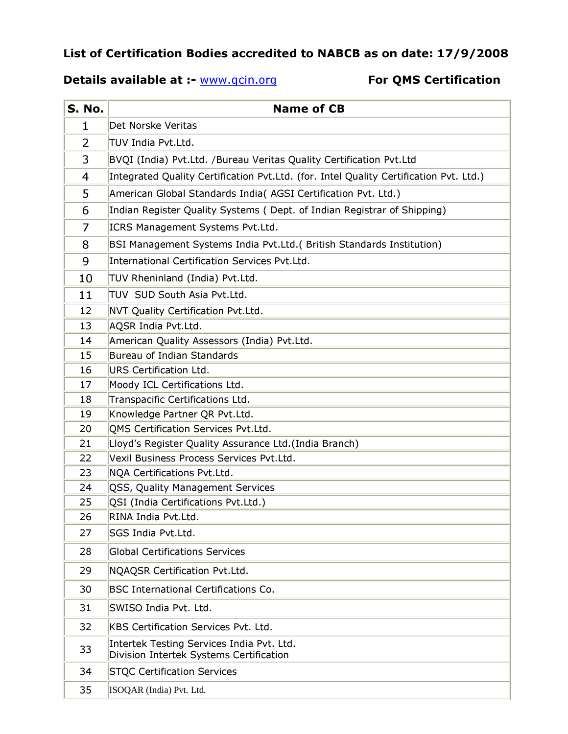**List of Certification Bodies accredited to NABCB as on date: 17/9/2008**

**Details available at :-** www.qcin.org **For QMS Certification**

| S. No. | Name of CB |
|---|---|
| 1 | Det Norske Veritas |
| 2 | TUV India Pvt.Ltd. |
| 3 | BVQI (India) Pvt.Ltd. /Bureau Veritas Quality Certification Pvt.Ltd |
| 4 | Integrated Quality Certification Pvt.Ltd. (for. Intel Quality Certification Pvt. Ltd.) |
| 5 | American Global Standards India( AGSI Certification Pvt. Ltd.) |
| 6 | Indian Register Quality Systems ( Dept. of Indian Registrar of Shipping) |
| 7 | ICRS Management Systems Pvt.Ltd. |
| 8 | BSI Management Systems India Pvt.Ltd.( British Standards Institution) |
| 9 | International Certification Services Pvt.Ltd. |
| 10 | TUV Rheninland (India) Pvt.Ltd. |
| 11 | TUV SUD South Asia Pvt.Ltd. |
| 12 | NVT Quality Certification Pvt.Ltd. |
| 13 | AQSR India Pvt.Ltd. |
| 14 | American Quality Assessors (India) Pvt.Ltd. |
| 15 | Bureau of Indian Standards |
| 16 | URS Certification Ltd. |
| 17 | Moody ICL Certifications Ltd. |
| 18 | Transpacific Certifications Ltd. |
| 19 | Knowledge Partner QR Pvt.Ltd. |
| 20 | QMS Certification Services Pvt.Ltd. |
| 21 | Lloyd's Register Quality Assurance Ltd.(India Branch) |
| 22 | Vexil Business Process Services Pvt.Ltd. |
| 23 | NQA Certifications Pvt.Ltd. |
| 24 | QSS, Quality Management Services |
| 25 | QSI (India Certifications Pvt.Ltd.) |
| 26 | RINA India Pvt.Ltd. |
| 27 | SGS India Pvt.Ltd. |
| 28 | Global Certifications Services |
| 29 | NQAQSR Certification Pvt.Ltd. |
| 30 | BSC International Certifications Co. |
| 31 | SWISO India Pvt. Ltd. |
| 32 | KBS Certification Services Pvt. Ltd. |
| 33 | Intertek Testing Services India Pvt. Ltd. Division Intertek Systems Certification |
| 34 | STQC Certification Services |
| 35 | ISOQAR (India) Pvt. Ltd. |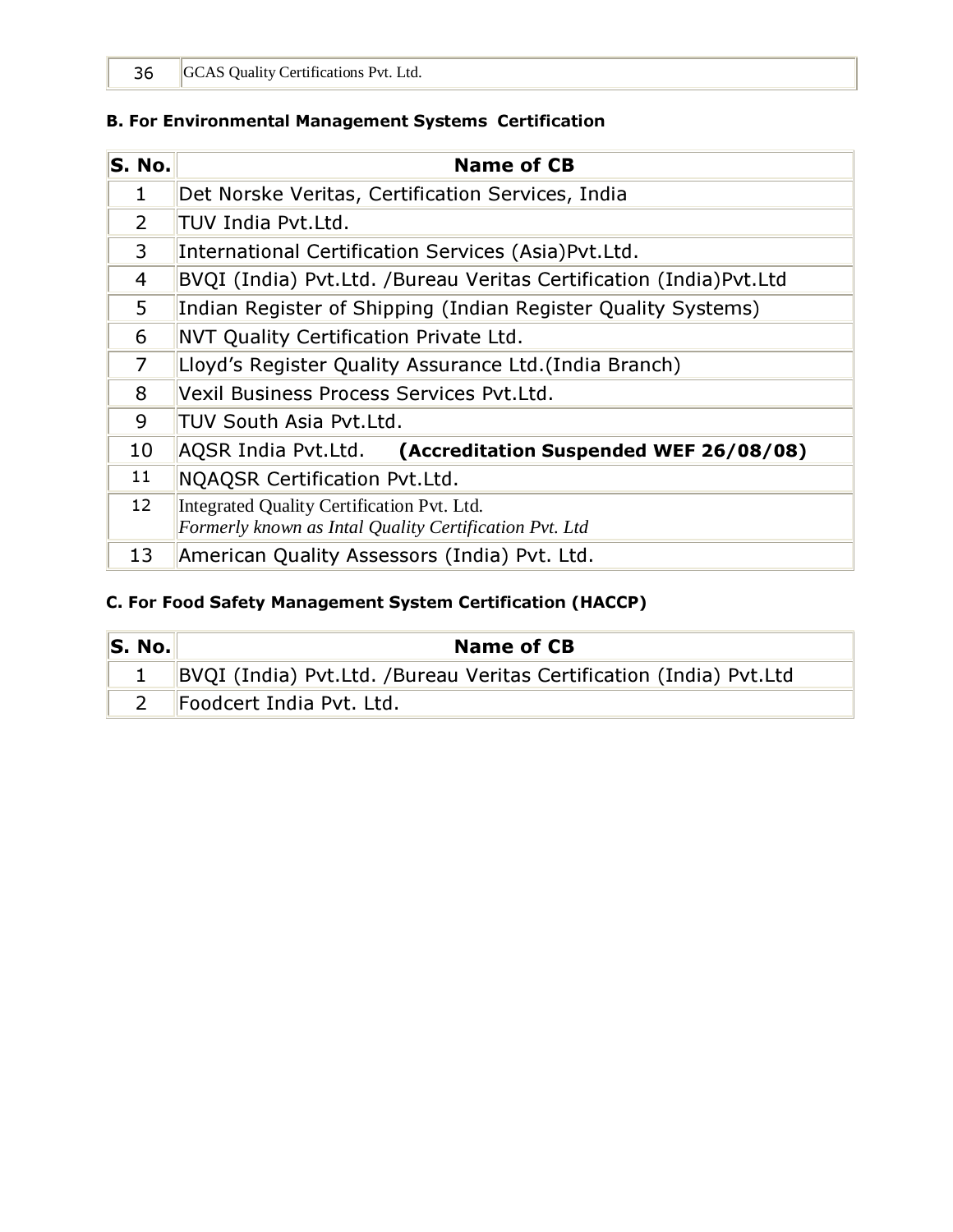| | |
|---|---|
| 36 | GCAS Quality Certifications Pvt. Ltd. |

**B. For Environmental Management Systems Certification**

| S. No. | Name of CB |
|---|---|
| 1 | Det Norske Veritas, Certification Services, India |
| 2 | TUV India Pvt.Ltd. |
| 3 | International Certification Services (Asia)Pvt.Ltd. |
| 4 | BVQI (India) Pvt.Ltd. /Bureau Veritas Certification (India)Pvt.Ltd |
| 5 | Indian Register of Shipping (Indian Register Quality Systems) |
| 6 | NVT Quality Certification Private Ltd. |
| 7 | Lloyd's Register Quality Assurance Ltd.(India Branch) |
| 8 | Vexil Business Process Services Pvt.Ltd. |
| 9 | TUV South Asia Pvt.Ltd. |
| 10 | AQSR India Pvt.Ltd. **(Accreditation Suspended WEF 26/08/08)** |
| 11 | NQAQSR Certification Pvt.Ltd. |
| 12 | Integrated Quality Certification Pvt. Ltd. *Formerly known as Intal Quality Certification Pvt. Ltd* |
| 13 | American Quality Assessors (India) Pvt. Ltd. |

**C. For Food Safety Management System Certification (HACCP)**

| S. No. | Name of CB |
|---|---|
| 1 | BVQI (India) Pvt.Ltd. /Bureau Veritas Certification (India) Pvt.Ltd |
| 2 | Foodcert India Pvt. Ltd. |